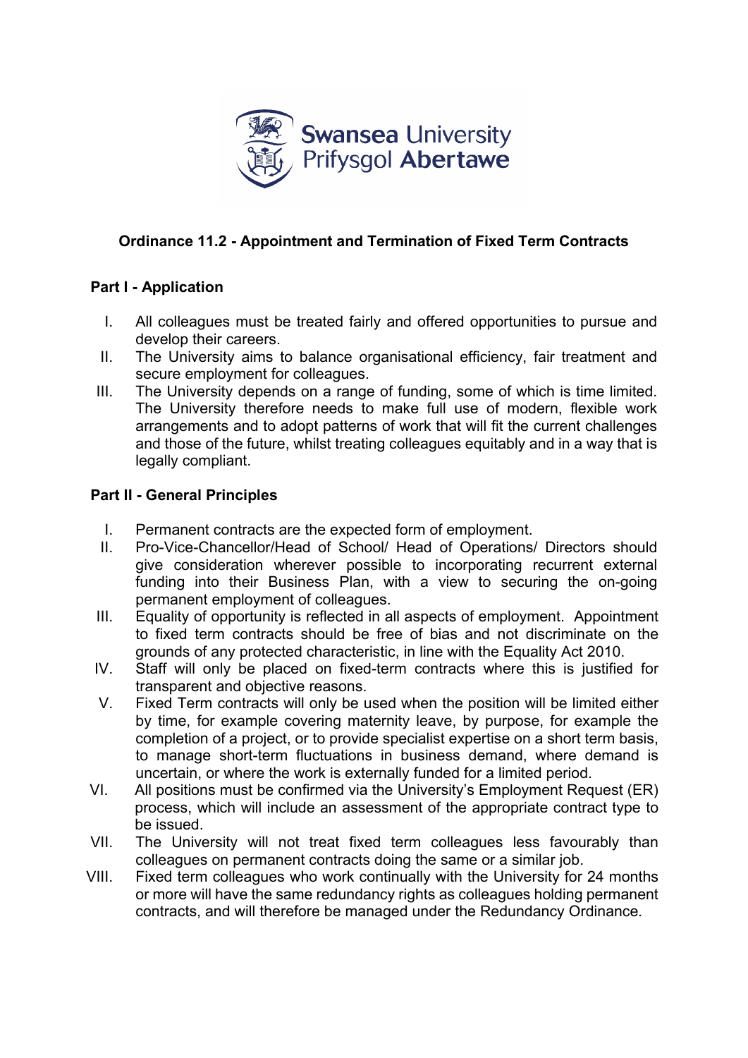# Ordinance 11.2 - Appointment and Termination of Fixed Term Contracts

## Part I - Application

I. All colleagues must be treated fairly and offered opportunities to pursue and develop their careers.

II. The University aims to balance organisational efficiency, fair treatment and secure employment for colleagues.

III. The University depends on a range of funding, some of which is time limited. The University therefore needs to make full use of modern, flexible work arrangements and to adopt patterns of work that will fit the current challenges and those of the future, whilst treating colleagues equitably and in a way that is legally compliant.

## Part II - General Principles

I. Permanent contracts are the expected form of employment.

II. Pro-Vice-Chancellor/Head of School/ Head of Operations/ Directors should give consideration wherever possible to incorporating recurrent external funding into their Business Plan, with a view to securing the on-going permanent employment of colleagues.

III. Equality of opportunity is reflected in all aspects of employment. Appointment to fixed term contracts should be free of bias and not discriminate on the grounds of any protected characteristic, in line with the Equality Act 2010.

IV. Staff will only be placed on fixed-term contracts where this is justified for transparent and objective reasons.

V. Fixed Term contracts will only be used when the position will be limited either by time, for example covering maternity leave, by purpose, for example the completion of a project, or to provide specialist expertise on a short term basis, to manage short-term fluctuations in business demand, where demand is uncertain, or where the work is externally funded for a limited period.

VI. All positions must be confirmed via the University's Employment Request (ER) process, which will include an assessment of the appropriate contract type to be issued.

VII. The University will not treat fixed term colleagues less favourably than colleagues on permanent contracts doing the same or a similar job.

VIII. Fixed term colleagues who work continually with the University for 24 months or more will have the same redundancy rights as colleagues holding permanent contracts, and will therefore be managed under the Redundancy Ordinance.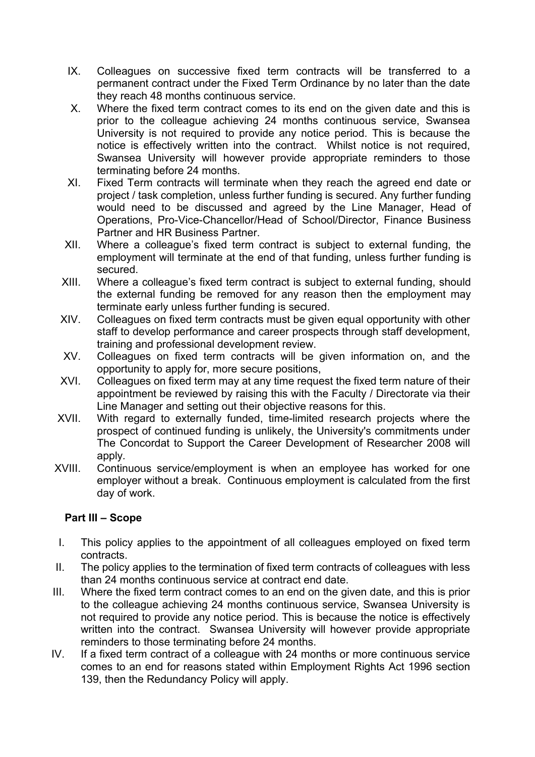IX. Colleagues on successive fixed term contracts will be transferred to a permanent contract under the Fixed Term Ordinance by no later than the date they reach 48 months continuous service.

X. Where the fixed term contract comes to its end on the given date and this is prior to the colleague achieving 24 months continuous service, Swansea University is not required to provide any notice period. This is because the notice is effectively written into the contract. Whilst notice is not required, Swansea University will however provide appropriate reminders to those terminating before 24 months.

XI. Fixed Term contracts will terminate when they reach the agreed end date or project / task completion, unless further funding is secured. Any further funding would need to be discussed and agreed by the Line Manager, Head of Operations, Pro-Vice-Chancellor/Head of School/Director, Finance Business Partner and HR Business Partner.

XII. Where a colleague's fixed term contract is subject to external funding, the employment will terminate at the end of that funding, unless further funding is secured.

XIII. Where a colleague's fixed term contract is subject to external funding, should the external funding be removed for any reason then the employment may terminate early unless further funding is secured.

XIV. Colleagues on fixed term contracts must be given equal opportunity with other staff to develop performance and career prospects through staff development, training and professional development review.

XV. Colleagues on fixed term contracts will be given information on, and the opportunity to apply for, more secure positions,

XVI. Colleagues on fixed term may at any time request the fixed term nature of their appointment be reviewed by raising this with the Faculty / Directorate via their Line Manager and setting out their objective reasons for this.

XVII. With regard to externally funded, time-limited research projects where the prospect of continued funding is unlikely, the University's commitments under The Concordat to Support the Career Development of Researcher 2008 will apply.

XVIII. Continuous service/employment is when an employee has worked for one employer without a break. Continuous employment is calculated from the first day of work.

**Part III – Scope**

I. This policy applies to the appointment of all colleagues employed on fixed term contracts.

II. The policy applies to the termination of fixed term contracts of colleagues with less than 24 months continuous service at contract end date.

III. Where the fixed term contract comes to an end on the given date, and this is prior to the colleague achieving 24 months continuous service, Swansea University is not required to provide any notice period. This is because the notice is effectively written into the contract. Swansea University will however provide appropriate reminders to those terminating before 24 months.

IV. If a fixed term contract of a colleague with 24 months or more continuous service comes to an end for reasons stated within Employment Rights Act 1996 section 139, then the Redundancy Policy will apply.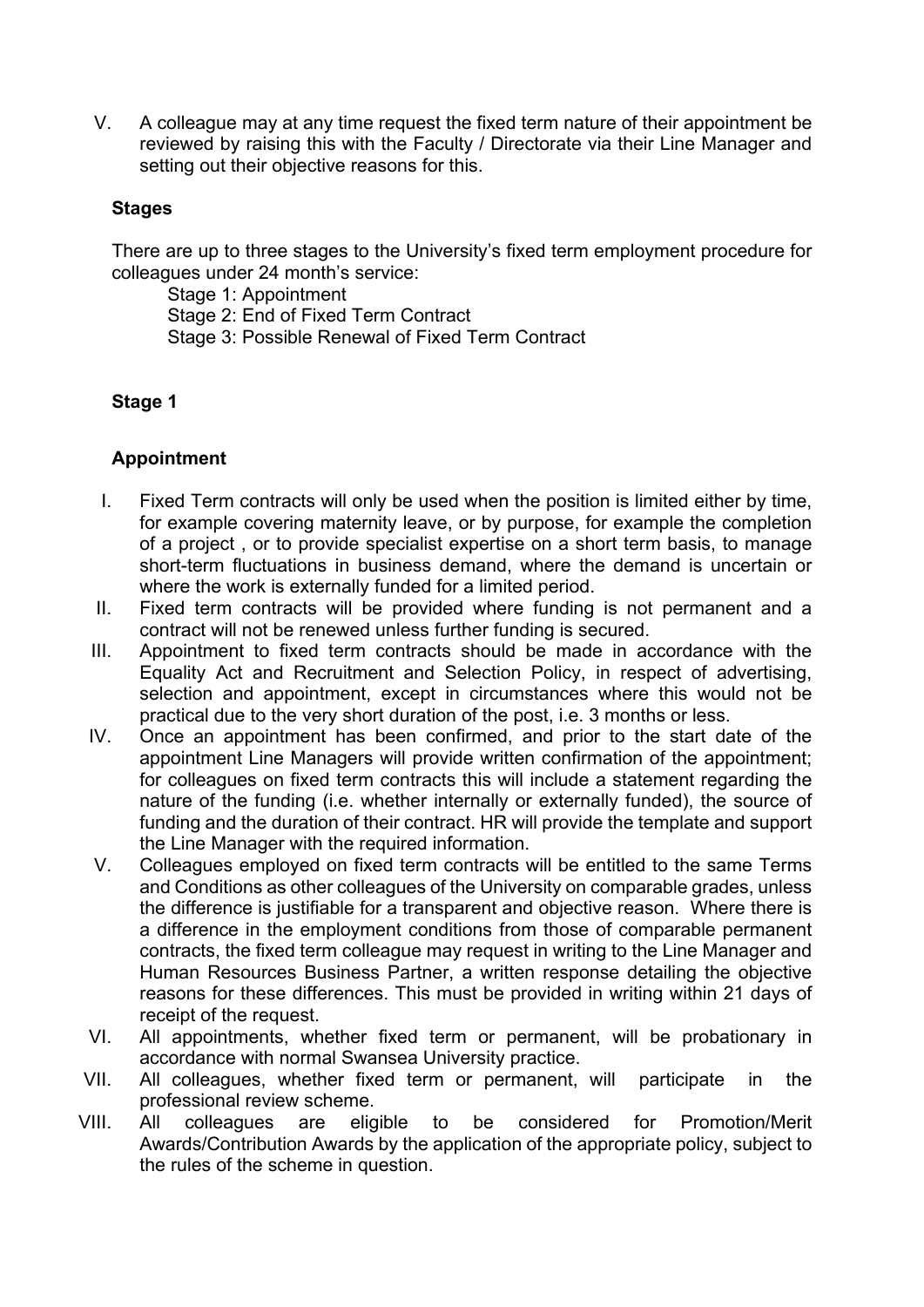V. A colleague may at any time request the fixed term nature of their appointment be reviewed by raising this with the Faculty / Directorate via their Line Manager and setting out their objective reasons for this.

**Stages**

There are up to three stages to the University's fixed term employment procedure for colleagues under 24 month's service:

Stage 1: Appointment
Stage 2: End of Fixed Term Contract
Stage 3: Possible Renewal of Fixed Term Contract

**Stage 1**

**Appointment**

I. Fixed Term contracts will only be used when the position is limited either by time, for example covering maternity leave, or by purpose, for example the completion of a project , or to provide specialist expertise on a short term basis, to manage short-term fluctuations in business demand, where the demand is uncertain or where the work is externally funded for a limited period.

II. Fixed term contracts will be provided where funding is not permanent and a contract will not be renewed unless further funding is secured.

III. Appointment to fixed term contracts should be made in accordance with the Equality Act and Recruitment and Selection Policy, in respect of advertising, selection and appointment, except in circumstances where this would not be practical due to the very short duration of the post, i.e. 3 months or less.

IV. Once an appointment has been confirmed, and prior to the start date of the appointment Line Managers will provide written confirmation of the appointment; for colleagues on fixed term contracts this will include a statement regarding the nature of the funding (i.e. whether internally or externally funded), the source of funding and the duration of their contract. HR will provide the template and support the Line Manager with the required information.

V. Colleagues employed on fixed term contracts will be entitled to the same Terms and Conditions as other colleagues of the University on comparable grades, unless the difference is justifiable for a transparent and objective reason. Where there is a difference in the employment conditions from those of comparable permanent contracts, the fixed term colleague may request in writing to the Line Manager and Human Resources Business Partner, a written response detailing the objective reasons for these differences. This must be provided in writing within 21 days of receipt of the request.

VI. All appointments, whether fixed term or permanent, will be probationary in accordance with normal Swansea University practice.

VII. All colleagues, whether fixed term or permanent, will participate in the professional review scheme.

VIII. All colleagues are eligible to be considered for Promotion/Merit Awards/Contribution Awards by the application of the appropriate policy, subject to the rules of the scheme in question.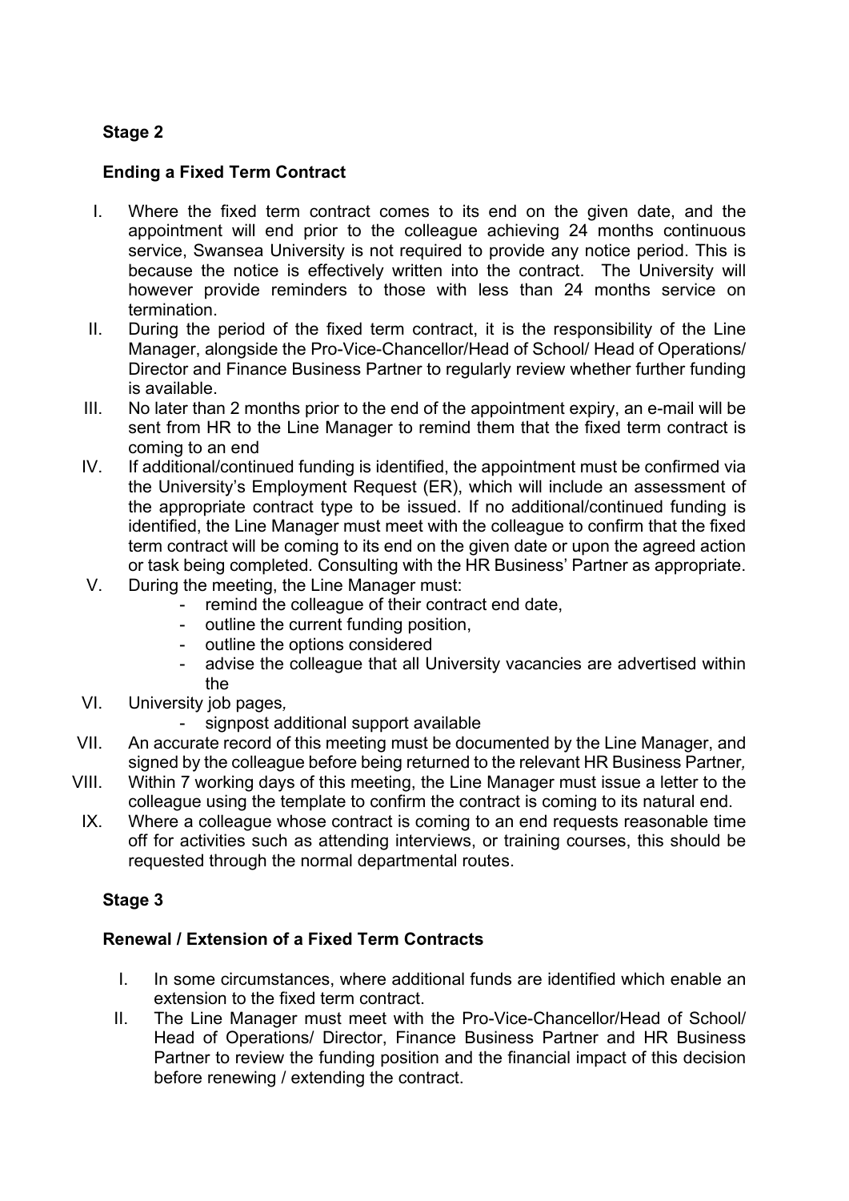**Stage 2**

**Ending a Fixed Term Contract**

I. Where the fixed term contract comes to its end on the given date, and the appointment will end prior to the colleague achieving 24 months continuous service, Swansea University is not required to provide any notice period. This is because the notice is effectively written into the contract. The University will however provide reminders to those with less than 24 months service on termination.

II. During the period of the fixed term contract, it is the responsibility of the Line Manager, alongside the Pro-Vice-Chancellor/Head of School/ Head of Operations/ Director and Finance Business Partner to regularly review whether further funding is available.

III. No later than 2 months prior to the end of the appointment expiry, an e-mail will be sent from HR to the Line Manager to remind them that the fixed term contract is coming to an end

IV. If additional/continued funding is identified, the appointment must be confirmed via the University's Employment Request (ER), which will include an assessment of the appropriate contract type to be issued. If no additional/continued funding is identified, the Line Manager must meet with the colleague to confirm that the fixed term contract will be coming to its end on the given date or upon the agreed action or task being completed. Consulting with the HR Business' Partner as appropriate.

V. During the meeting, the Line Manager must:
   - remind the colleague of their contract end date,
   - outline the current funding position,
   - outline the options considered
   - advise the colleague that all University vacancies are advertised within the

VI. University job pages*,*
   - signpost additional support available

VII. An accurate record of this meeting must be documented by the Line Manager, and signed by the colleague before being returned to the relevant HR Business Partner*,*

VIII. Within 7 working days of this meeting, the Line Manager must issue a letter to the colleague using the template to confirm the contract is coming to its natural end.

IX. Where a colleague whose contract is coming to an end requests reasonable time off for activities such as attending interviews, or training courses, this should be requested through the normal departmental routes.

**Stage 3**

**Renewal / Extension of a Fixed Term Contracts**

I. In some circumstances, where additional funds are identified which enable an extension to the fixed term contract.

II. The Line Manager must meet with the Pro-Vice-Chancellor/Head of School/ Head of Operations/ Director, Finance Business Partner and HR Business Partner to review the funding position and the financial impact of this decision before renewing / extending the contract.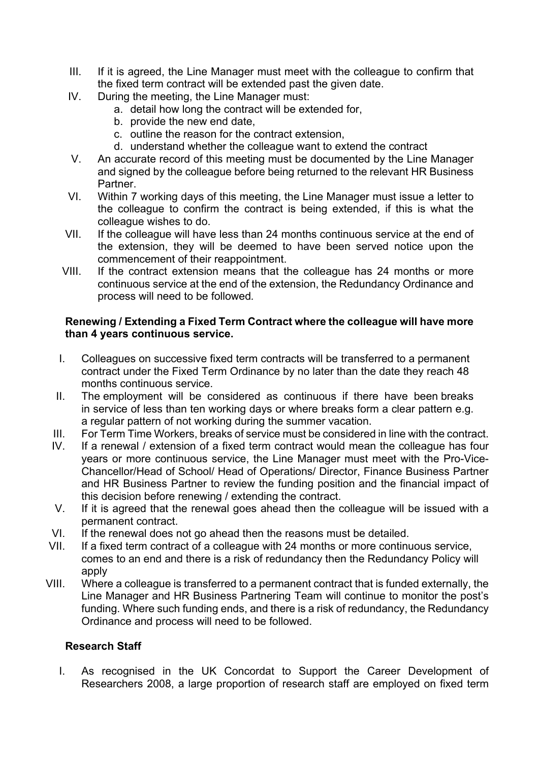III. If it is agreed, the Line Manager must meet with the colleague to confirm that the fixed term contract will be extended past the given date.

IV. During the meeting, the Line Manager must:
   a. detail how long the contract will be extended for,
   b. provide the new end date,
   c. outline the reason for the contract extension,
   d. understand whether the colleague want to extend the contract

V. An accurate record of this meeting must be documented by the Line Manager and signed by the colleague before being returned to the relevant HR Business Partner.

VI. Within 7 working days of this meeting, the Line Manager must issue a letter to the colleague to confirm the contract is being extended, if this is what the colleague wishes to do.

VII. If the colleague will have less than 24 months continuous service at the end of the extension, they will be deemed to have been served notice upon the commencement of their reappointment.

VIII. If the contract extension means that the colleague has 24 months or more continuous service at the end of the extension, the Redundancy Ordinance and process will need to be followed.

**Renewing / Extending a Fixed Term Contract where the colleague will have more than 4 years continuous service.**

I. Colleagues on successive fixed term contracts will be transferred to a permanent contract under the Fixed Term Ordinance by no later than the date they reach 48 months continuous service.

II. The employment will be considered as continuous if there have been breaks in service of less than ten working days or where breaks form a clear pattern e.g. a regular pattern of not working during the summer vacation.

III. For Term Time Workers, breaks of service must be considered in line with the contract.

IV. If a renewal / extension of a fixed term contract would mean the colleague has four years or more continuous service, the Line Manager must meet with the Pro-Vice-Chancellor/Head of School/ Head of Operations/ Director, Finance Business Partner and HR Business Partner to review the funding position and the financial impact of this decision before renewing / extending the contract.

V. If it is agreed that the renewal goes ahead then the colleague will be issued with a permanent contract.

VI. If the renewal does not go ahead then the reasons must be detailed.

VII. If a fixed term contract of a colleague with 24 months or more continuous service, comes to an end and there is a risk of redundancy then the Redundancy Policy will apply

VIII. Where a colleague is transferred to a permanent contract that is funded externally, the Line Manager and HR Business Partnering Team will continue to monitor the post's funding. Where such funding ends, and there is a risk of redundancy, the Redundancy Ordinance and process will need to be followed.

**Research Staff**

I. As recognised in the UK Concordat to Support the Career Development of Researchers 2008, a large proportion of research staff are employed on fixed term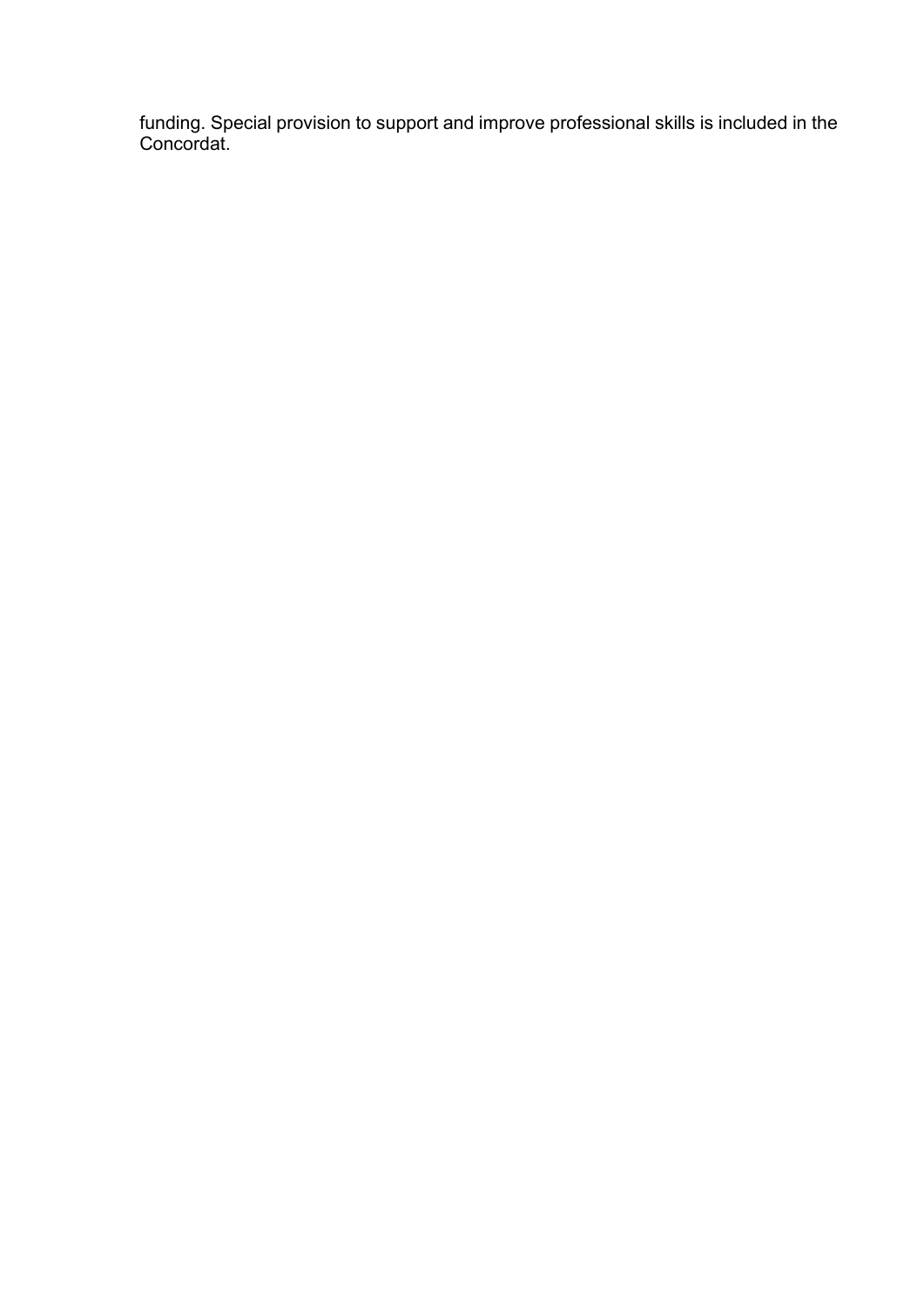funding. Special provision to support and improve professional skills is included in the Concordat.